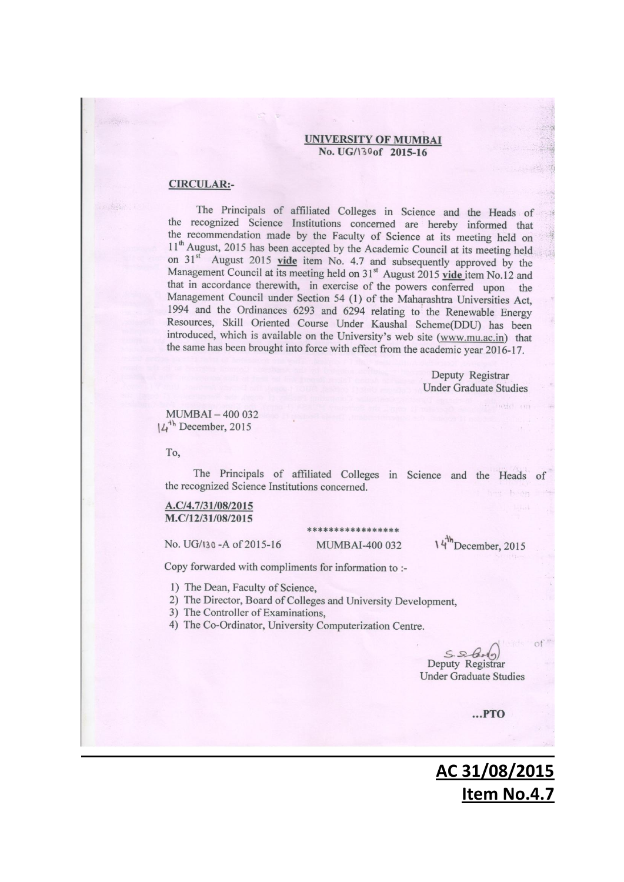**UNIVERSITY OF MUMBAI**
**No. UG/130of 2015-16**

**CIRCULAR:-**

The Principals of affiliated Colleges in Science and the Heads of the recognized Science Institutions concerned are hereby informed that the recommendation made by the Faculty of Science at its meeting held on 11th August, 2015 has been accepted by the Academic Council at its meeting held on 31st August 2015 **vide** item No. 4.7 and subsequently approved by the Management Council at its meeting held on 31st August 2015 **vide** item No.12 and that in accordance therewith, in exercise of the powers conferred upon the Management Council under Section 54 (1) of the Maharashtra Universities Act, 1994 and the Ordinances 6293 and 6294 relating to the Renewable Energy Resources, Skill Oriented Course Under Kaushal Scheme(DDU) has been introduced, which is available on the University's web site (www.mu.ac.in) that the same has been brought into force with effect from the academic year 2016-17.

Deputy Registrar
Under Graduate Studies

MUMBAI – 400 032
14th December, 2015

To,

The Principals of affiliated Colleges in Science and the Heads of the recognized Science Institutions concerned.

**A.C/4.7/31/08/2015**
**M.C/12/31/08/2015**

*****************

No. UG/130 -A of 2015-16 MUMBAI-400 032 14th December, 2015

Copy forwarded with compliments for information to :-

1) The Dean, Faculty of Science,
2) The Director, Board of Colleges and University Development,
3) The Controller of Examinations,
4) The Co-Ordinator, University Computerization Centre.

S. S. Bodo
Deputy Registrar
Under Graduate Studies

...PTO

**AC 31/08/2015**
**Item No.4.7**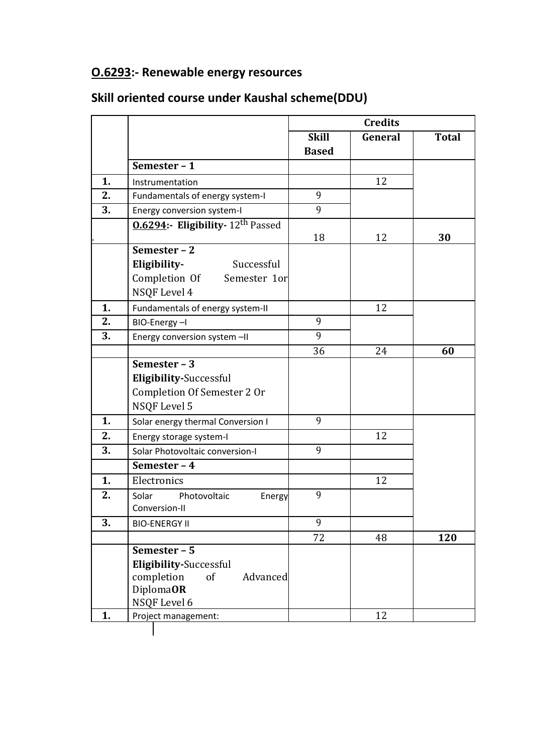## **O.6293**:- Renewable energy resources

## Skill oriented course under Kaushal scheme(DDU)

| | | Credits | | |
|---|---|---|---|---|
| | | **Skill Based** | **General** | **Total** |
| | **Semester – 1** | | | |
| **1.** | Instrumentation | | 12 | |
| **2.** | Fundamentals of energy system-I | 9 | | |
| **3.** | Energy conversion system-I | 9 | | |
| . | **O.6294:- Eligibility-** $12^{th}$ Passed | 18 | 12 | **30** |
| | **Semester – 2** **Eligibility-** Successful Completion Of Semester 1or NSQF Level 4 | | | |
| **1.** | Fundamentals of energy system-II | | 12 | |
| **2.** | BIO-Energy –I | 9 | | |
| **3.** | Energy conversion system –II | 9 | | |
| | | 36 | 24 | **60** |
| | **Semester – 3** **Eligibility-**Successful Completion Of Semester 2 Or NSQF Level 5 | | | |
| **1.** | Solar energy thermal Conversion I | 9 | | |
| **2.** | Energy storage system-I | | 12 | |
| **3.** | Solar Photovoltaic conversion-I | 9 | | |
| | **Semester – 4** | | | |
| **1.** | Electronics | | 12 | |
| **2.** | Solar Photovoltaic Energy Conversion-II | 9 | | |
| **3.** | BIO-ENERGY II | 9 | | |
| | | 72 | 48 | **120** |
| | **Semester – 5** **Eligibility-**Successful completion of Advanced Diploma**OR** NSQF Level 6 | | | |
| **1.** | Project management: | | 12 | |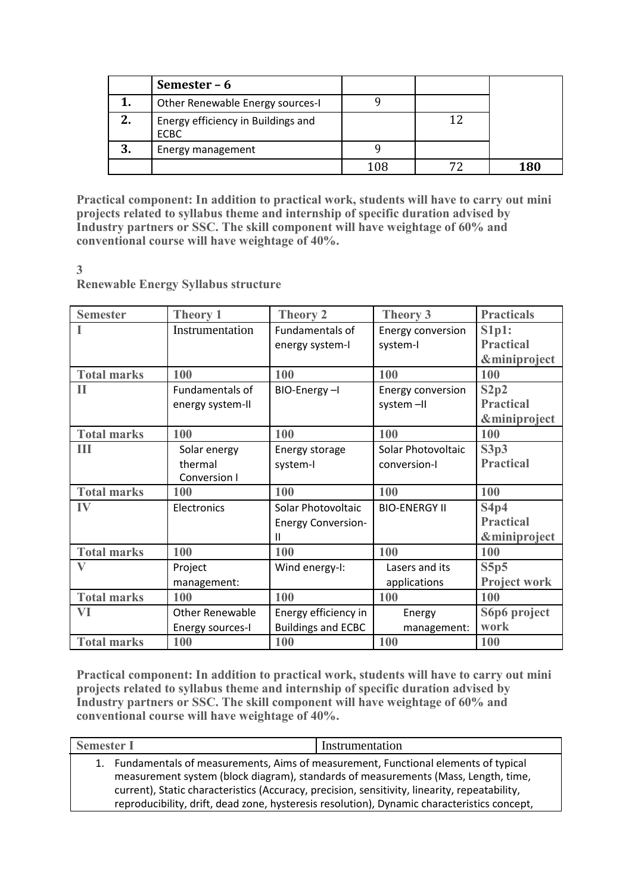| | Semester – 6 | | | |
|---|---|---|---|---|
| 1. | Other Renewable Energy sources-I | 9 | | |
| 2. | Energy efficiency in Buildings and ECBC | | 12 | |
| 3. | Energy management | 9 | | |
| | | 108 | 72 | 180 |

**Practical component: In addition to practical work, students will have to carry out mini projects related to syllabus theme and internship of specific duration advised by Industry partners or SSC. The skill component will have weightage of 60% and conventional course will have weightage of 40%.**

**3**

**Renewable Energy Syllabus structure**

| Semester | Theory 1 | Theory 2 | Theory 3 | Practicals |
|---|---|---|---|---|
| I | Instrumentation | Fundamentals of energy system-I | Energy conversion system-I | S1p1: Practical &miniproject |
| Total marks | 100 | 100 | 100 | 100 |
| II | Fundamentals of energy system-II | BIO-Energy –I | Energy conversion system –II | S2p2 Practical &miniproject |
| Total marks | 100 | 100 | 100 | 100 |
| III | Solar energy thermal Conversion I | Energy storage system-I | Solar Photovoltaic conversion-I | S3p3 Practical |
| Total marks | 100 | 100 | 100 | 100 |
| IV | Electronics | Solar Photovoltaic Energy Conversion-II | BIO-ENERGY II | S4p4 Practical &miniproject |
| Total marks | 100 | 100 | 100 | 100 |
| V | Project management: | Wind energy-I: | Lasers and its applications | S5p5 Project work |
| Total marks | 100 | 100 | 100 | 100 |
| VI | Other Renewable Energy sources-I | Energy efficiency in Buildings and ECBC | Energy management: | S6p6 project work |
| Total marks | 100 | 100 | 100 | 100 |

**Practical component: In addition to practical work, students will have to carry out mini projects related to syllabus theme and internship of specific duration advised by Industry partners or SSC. The skill component will have weightage of 60% and conventional course will have weightage of 40%.**

| Semester I | Instrumentation |
|---|---|
| 1. Fundamentals of measurements, Aims of measurement, Functional elements of typical measurement system (block diagram), standards of measurements (Mass, Length, time, current), Static characteristics (Accuracy, precision, sensitivity, linearity, repeatability, reproducibility, drift, dead zone, hysteresis resolution), Dynamic characteristics concept, | |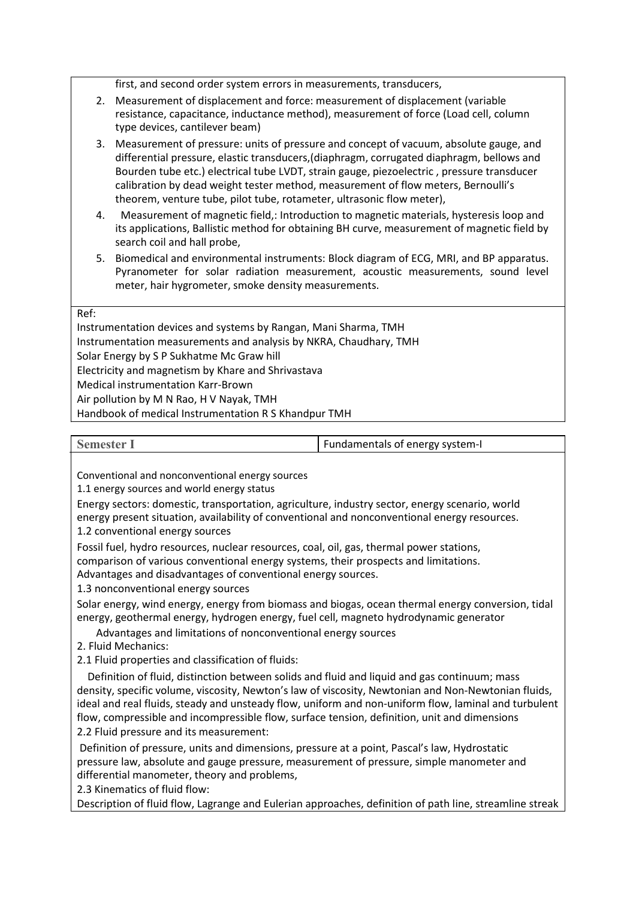first, and second order system errors in measurements, transducers,

2. Measurement of displacement and force: measurement of displacement (variable resistance, capacitance, inductance method), measurement of force (Load cell, column type devices, cantilever beam)
3. Measurement of pressure: units of pressure and concept of vacuum, absolute gauge, and differential pressure, elastic transducers,(diaphragm, corrugated diaphragm, bellows and Bourden tube etc.) electrical tube LVDT, strain gauge, piezoelectric , pressure transducer calibration by dead weight tester method, measurement of flow meters, Bernoulli's theorem, venture tube, pilot tube, rotameter, ultrasonic flow meter),
4. Measurement of magnetic field,: Introduction to magnetic materials, hysteresis loop and its applications, Ballistic method for obtaining BH curve, measurement of magnetic field by search coil and hall probe,
5. Biomedical and environmental instruments: Block diagram of ECG, MRI, and BP apparatus. Pyranometer for solar radiation measurement, acoustic measurements, sound level meter, hair hygrometer, smoke density measurements.

Ref:

Instrumentation devices and systems by Rangan, Mani Sharma, TMH

Instrumentation measurements and analysis by NKRA, Chaudhary, TMH

Solar Energy by S P Sukhatme Mc Graw hill

Electricity and magnetism by Khare and Shrivastava

Medical instrumentation Karr-Brown

Air pollution by M N Rao, H V Nayak, TMH

Handbook of medical Instrumentation R S Khandpur TMH

| **Semester I** | Fundamentals of energy system-I |
|---|---|

Conventional and nonconventional energy sources

1.1 energy sources and world energy status

Energy sectors: domestic, transportation, agriculture, industry sector, energy scenario, world energy present situation, availability of conventional and nonconventional energy resources.

1.2 conventional energy sources

Fossil fuel, hydro resources, nuclear resources, coal, oil, gas, thermal power stations, comparison of various conventional energy systems, their prospects and limitations. Advantages and disadvantages of conventional energy sources.

1.3 nonconventional energy sources

Solar energy, wind energy, energy from biomass and biogas, ocean thermal energy conversion, tidal energy, geothermal energy, hydrogen energy, fuel cell, magneto hydrodynamic generator

Advantages and limitations of nonconventional energy sources

2. Fluid Mechanics:

2.1 Fluid properties and classification of fluids:

Definition of fluid, distinction between solids and fluid and liquid and gas continuum; mass density, specific volume, viscosity, Newton's law of viscosity, Newtonian and Non-Newtonian fluids, ideal and real fluids, steady and unsteady flow, uniform and non-uniform flow, laminal and turbulent flow, compressible and incompressible flow, surface tension, definition, unit and dimensions

2.2 Fluid pressure and its measurement:

Definition of pressure, units and dimensions, pressure at a point, Pascal's law, Hydrostatic pressure law, absolute and gauge pressure, measurement of pressure, simple manometer and differential manometer, theory and problems,

2.3 Kinematics of fluid flow:

Description of fluid flow, Lagrange and Eulerian approaches, definition of path line, streamline streak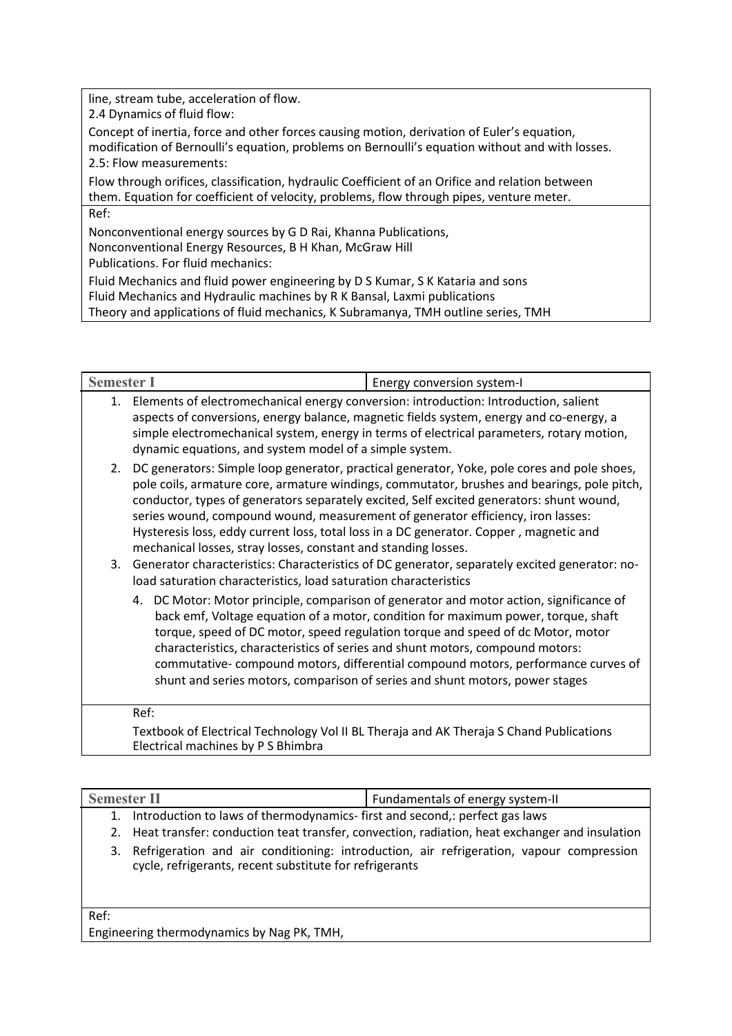line, stream tube, acceleration of flow.

2.4 Dynamics of fluid flow:

Concept of inertia, force and other forces causing motion, derivation of Euler's equation, modification of Bernoulli's equation, problems on Bernoulli's equation without and with losses.

2.5: Flow measurements:

Flow through orifices, classification, hydraulic Coefficient of an Orifice and relation between them. Equation for coefficient of velocity, problems, flow through pipes, venture meter.

Ref:

Nonconventional energy sources by G D Rai, Khanna Publications,
Nonconventional Energy Resources, B H Khan, McGraw Hill
Publications. For fluid mechanics:

Fluid Mechanics and fluid power engineering by D S Kumar, S K Kataria and sons
Fluid Mechanics and Hydraulic machines by R K Bansal, Laxmi publications
Theory and applications of fluid mechanics, K Subramanya, TMH outline series, TMH

| Semester I | Energy conversion system-I |
|---|---|

1. Elements of electromechanical energy conversion: introduction: Introduction, salient aspects of conversions, energy balance, magnetic fields system, energy and co-energy, a simple electromechanical system, energy in terms of electrical parameters, rotary motion, dynamic equations, and system model of a simple system.
2. DC generators: Simple loop generator, practical generator, Yoke, pole cores and pole shoes, pole coils, armature core, armature windings, commutator, brushes and bearings, pole pitch, conductor, types of generators separately excited, Self excited generators: shunt wound, series wound, compound wound, measurement of generator efficiency, iron lasses: Hysteresis loss, eddy current loss, total loss in a DC generator. Copper , magnetic and mechanical losses, stray losses, constant and standing losses.
3. Generator characteristics: Characteristics of DC generator, separately excited generator: no-load saturation characteristics, load saturation characteristics
4. DC Motor: Motor principle, comparison of generator and motor action, significance of back emf, Voltage equation of a motor, condition for maximum power, torque, shaft torque, speed of DC motor, speed regulation torque and speed of dc Motor, motor characteristics, characteristics of series and shunt motors, compound motors: commutative- compound motors, differential compound motors, performance curves of shunt and series motors, comparison of series and shunt motors, power stages

Ref:

Textbook of Electrical Technology Vol II BL Theraja and AK Theraja S Chand Publications
Electrical machines by P S Bhimbra

| Semester II | Fundamentals of energy system-II |
|---|---|

1. Introduction to laws of thermodynamics- first and second,: perfect gas laws
2. Heat transfer: conduction teat transfer, convection, radiation, heat exchanger and insulation
3. Refrigeration and air conditioning: introduction, air refrigeration, vapour compression cycle, refrigerants, recent substitute for refrigerants

Ref:

Engineering thermodynamics by Nag PK, TMH,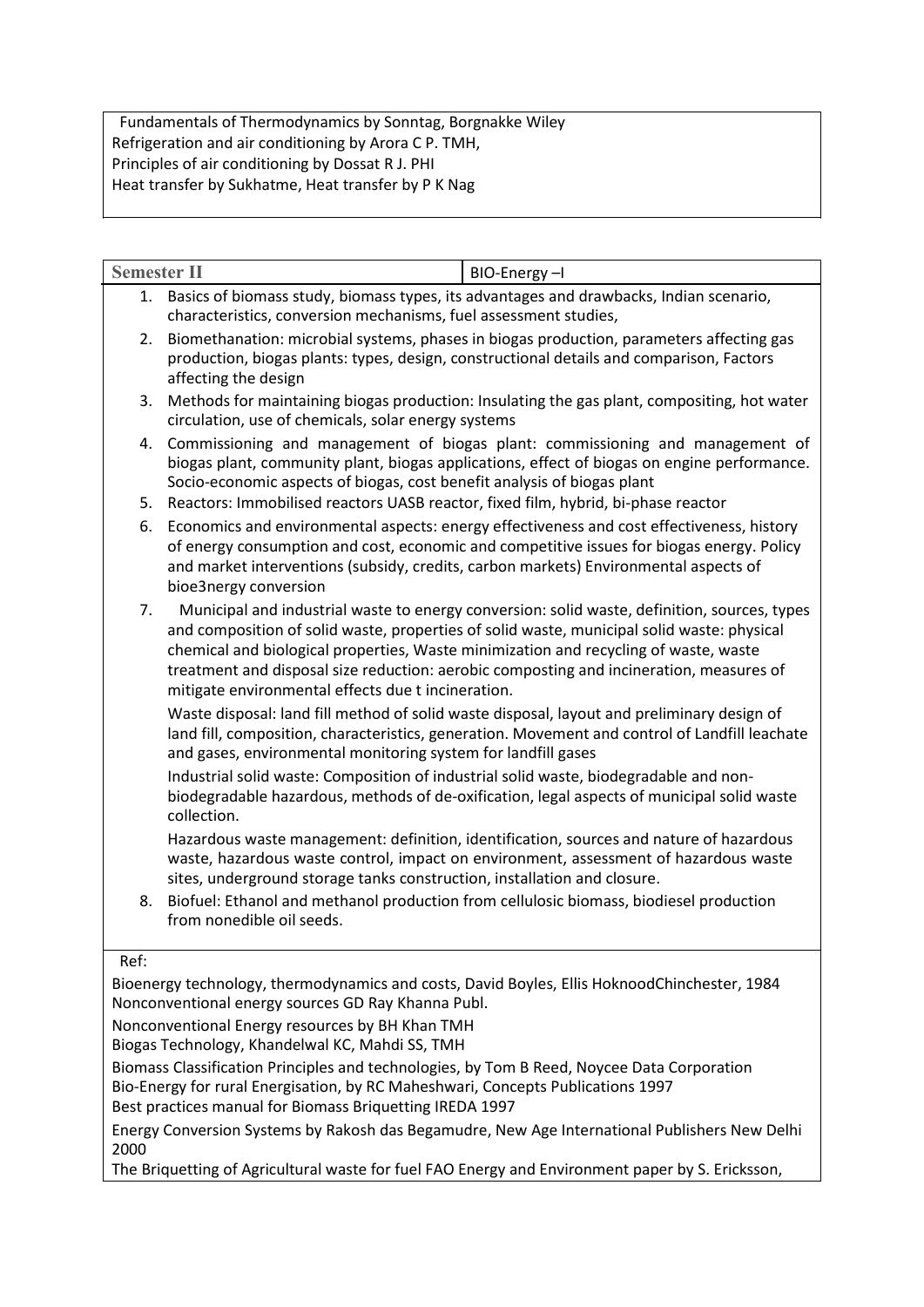Fundamentals of Thermodynamics by Sonntag, Borgnakke Wiley
Refrigeration and air conditioning by Arora C P. TMH,
Principles of air conditioning by Dossat R J. PHI
Heat transfer by Sukhatme, Heat transfer by P K Nag

| **Semester II** | BIO-Energy –I |
|---|---|

1. Basics of biomass study, biomass types, its advantages and drawbacks, Indian scenario, characteristics, conversion mechanisms, fuel assessment studies,
2. Biomethanation: microbial systems, phases in biogas production, parameters affecting gas production, biogas plants: types, design, constructional details and comparison, Factors affecting the design
3. Methods for maintaining biogas production: Insulating the gas plant, compositing, hot water circulation, use of chemicals, solar energy systems
4. Commissioning and management of biogas plant: commissioning and management of biogas plant, community plant, biogas applications, effect of biogas on engine performance. Socio-economic aspects of biogas, cost benefit analysis of biogas plant
5. Reactors: Immobilised reactors UASB reactor, fixed film, hybrid, bi-phase reactor
6. Economics and environmental aspects: energy effectiveness and cost effectiveness, history of energy consumption and cost, economic and competitive issues for biogas energy. Policy and market interventions (subsidy, credits, carbon markets) Environmental aspects of bioe3nergy conversion
7. Municipal and industrial waste to energy conversion: solid waste, definition, sources, types and composition of solid waste, properties of solid waste, municipal solid waste: physical chemical and biological properties, Waste minimization and recycling of waste, waste treatment and disposal size reduction: aerobic composting and incineration, measures of mitigate environmental effects due t incineration.

   Waste disposal: land fill method of solid waste disposal, layout and preliminary design of land fill, composition, characteristics, generation. Movement and control of Landfill leachate and gases, environmental monitoring system for landfill gases

   Industrial solid waste: Composition of industrial solid waste, biodegradable and non-biodegradable hazardous, methods of de-oxification, legal aspects of municipal solid waste collection.

   Hazardous waste management: definition, identification, sources and nature of hazardous waste, hazardous waste control, impact on environment, assessment of hazardous waste sites, underground storage tanks construction, installation and closure.
8. Biofuel: Ethanol and methanol production from cellulosic biomass, biodiesel production from nonedible oil seeds.

Ref:

Bioenergy technology, thermodynamics and costs, David Boyles, Ellis HoknoodChinchester, 1984
Nonconventional energy sources GD Ray Khanna Publ.

Nonconventional Energy resources by BH Khan TMH
Biogas Technology, Khandelwal KC, Mahdi SS, TMH

Biomass Classification Principles and technologies, by Tom B Reed, Noycee Data Corporation
Bio-Energy for rural Energisation, by RC Maheshwari, Concepts Publications 1997
Best practices manual for Biomass Briquetting IREDA 1997

Energy Conversion Systems by Rakosh das Begamudre, New Age International Publishers New Delhi 2000

The Briquetting of Agricultural waste for fuel FAO Energy and Environment paper by S. Ericksson,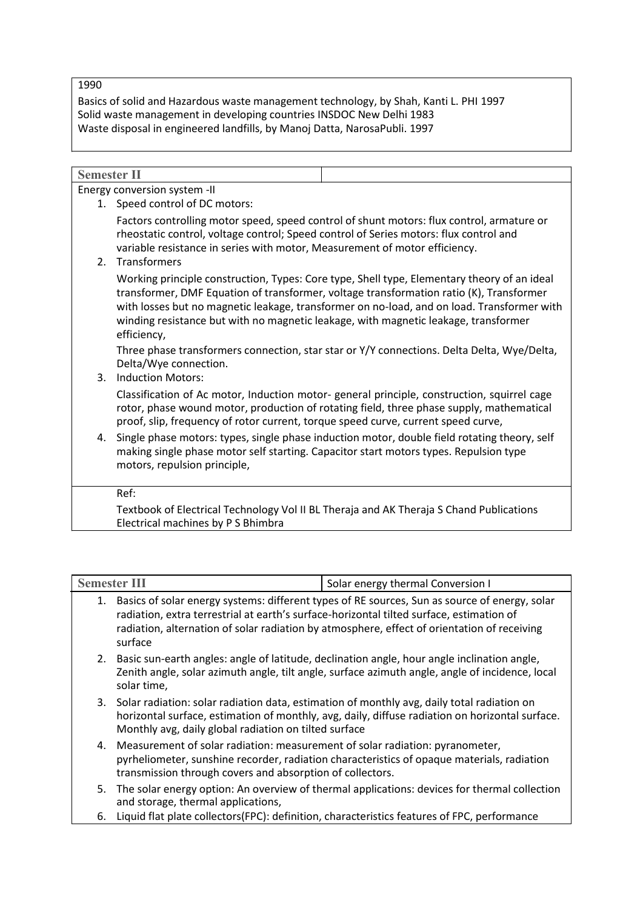1990

Basics of solid and Hazardous waste management technology, by Shah, Kanti L. PHI 1997
Solid waste management in developing countries INSDOC New Delhi 1983
Waste disposal in engineered landfills, by Manoj Datta, NarosaPubli. 1997

| **Semester II** | |
|---|---|

Energy conversion system -II

1. Speed control of DC motors:

   Factors controlling motor speed, speed control of shunt motors: flux control, armature or rheostatic control, voltage control; Speed control of Series motors: flux control and variable resistance in series with motor, Measurement of motor efficiency.

2. Transformers

   Working principle construction, Types: Core type, Shell type, Elementary theory of an ideal transformer, DMF Equation of transformer, voltage transformation ratio (K), Transformer with losses but no magnetic leakage, transformer on no-load, and on load. Transformer with winding resistance but with no magnetic leakage, with magnetic leakage, transformer efficiency,

   Three phase transformers connection, star star or Y/Y connections. Delta Delta, Wye/Delta, Delta/Wye connection.

3. Induction Motors:

   Classification of Ac motor, Induction motor- general principle, construction, squirrel cage rotor, phase wound motor, production of rotating field, three phase supply, mathematical proof, slip, frequency of rotor current, torque speed curve, current speed curve,

4. Single phase motors: types, single phase induction motor, double field rotating theory, self making single phase motor self starting. Capacitor start motors types. Repulsion type motors, repulsion principle,

Ref:

Textbook of Electrical Technology Vol II BL Theraja and AK Theraja S Chand Publications
Electrical machines by P S Bhimbra

| **Semester III** | Solar energy thermal Conversion I |
|---|---|

1. Basics of solar energy systems: different types of RE sources, Sun as source of energy, solar radiation, extra terrestrial at earth's surface-horizontal tilted surface, estimation of radiation, alternation of solar radiation by atmosphere, effect of orientation of receiving surface
2. Basic sun-earth angles: angle of latitude, declination angle, hour angle inclination angle, Zenith angle, solar azimuth angle, tilt angle, surface azimuth angle, angle of incidence, local solar time,
3. Solar radiation: solar radiation data, estimation of monthly avg, daily total radiation on horizontal surface, estimation of monthly, avg, daily, diffuse radiation on horizontal surface. Monthly avg, daily global radiation on tilted surface
4. Measurement of solar radiation: measurement of solar radiation: pyranometer, pyrheliometer, sunshine recorder, radiation characteristics of opaque materials, radiation transmission through covers and absorption of collectors.
5. The solar energy option: An overview of thermal applications: devices for thermal collection and storage, thermal applications,
6. Liquid flat plate collectors(FPC): definition, characteristics features of FPC, performance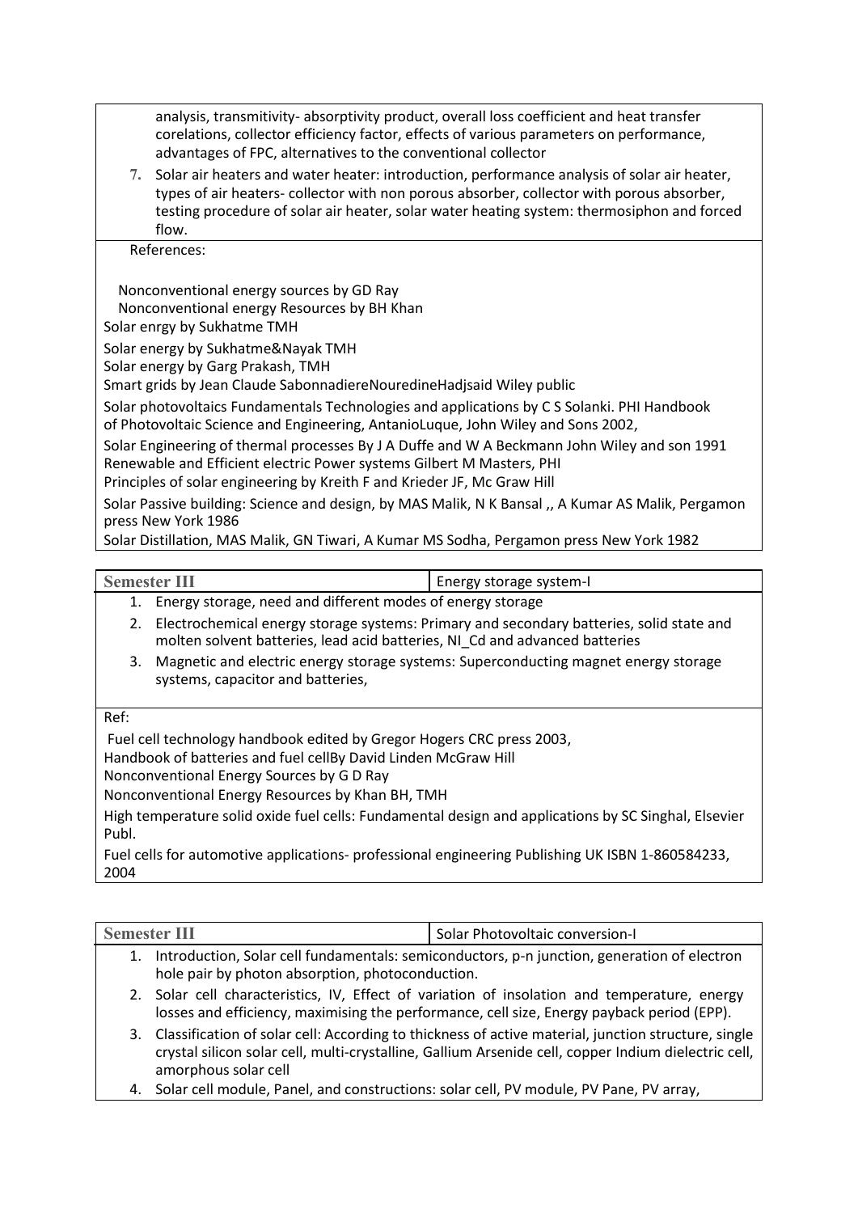analysis, transmitivity- absorptivity product, overall loss coefficient and heat transfer corelations, collector efficiency factor, effects of various parameters on performance, advantages of FPC, alternatives to the conventional collector

7. Solar air heaters and water heater: introduction, performance analysis of solar air heater, types of air heaters- collector with non porous absorber, collector with porous absorber, testing procedure of solar air heater, solar water heating system: thermosiphon and forced flow.

References:

Nonconventional energy sources by GD Ray
Nonconventional energy Resources by BH Khan
Solar enrgy by Sukhatme TMH
Solar energy by Sukhatme&Nayak TMH
Solar energy by Garg Prakash, TMH
Smart grids by Jean Claude SabonnadiereNouredineHadjsaid Wiley public
Solar photovoltaics Fundamentals Technologies and applications by C S Solanki. PHI Handbook of Photovoltaic Science and Engineering, AntanioLuque, John Wiley and Sons 2002,
Solar Engineering of thermal processes By J A Duffe and W A Beckmann John Wiley and son 1991
Renewable and Efficient electric Power systems Gilbert M Masters, PHI
Principles of solar engineering by Kreith F and Krieder JF, Mc Graw Hill
Solar Passive building: Science and design, by MAS Malik, N K Bansal ,, A Kumar AS Malik, Pergamon press New York 1986
Solar Distillation, MAS Malik, GN Tiwari, A Kumar MS Sodha, Pergamon press New York 1982

| Semester III | Energy storage system-I |
|---|---|

1. Energy storage, need and different modes of energy storage
2. Electrochemical energy storage systems: Primary and secondary batteries, solid state and molten solvent batteries, lead acid batteries, NI_Cd and advanced batteries
3. Magnetic and electric energy storage systems: Superconducting magnet energy storage systems, capacitor and batteries,

Ref:

Fuel cell technology handbook edited by Gregor Hogers CRC press 2003,
Handbook of batteries and fuel cellBy David Linden McGraw Hill
Nonconventional Energy Sources by G D Ray
Nonconventional Energy Resources by Khan BH, TMH
High temperature solid oxide fuel cells: Fundamental design and applications by SC Singhal, Elsevier Publ.
Fuel cells for automotive applications- professional engineering Publishing UK ISBN 1-860584233, 2004

| Semester III | Solar Photovoltaic conversion-I |
|---|---|

1. Introduction, Solar cell fundamentals: semiconductors, p-n junction, generation of electron hole pair by photon absorption, photoconduction.
2. Solar cell characteristics, IV, Effect of variation of insolation and temperature, energy losses and efficiency, maximising the performance, cell size, Energy payback period (EPP).
3. Classification of solar cell: According to thickness of active material, junction structure, single crystal silicon solar cell, multi-crystalline, Gallium Arsenide cell, copper Indium dielectric cell, amorphous solar cell
4. Solar cell module, Panel, and constructions: solar cell, PV module, PV Pane, PV array,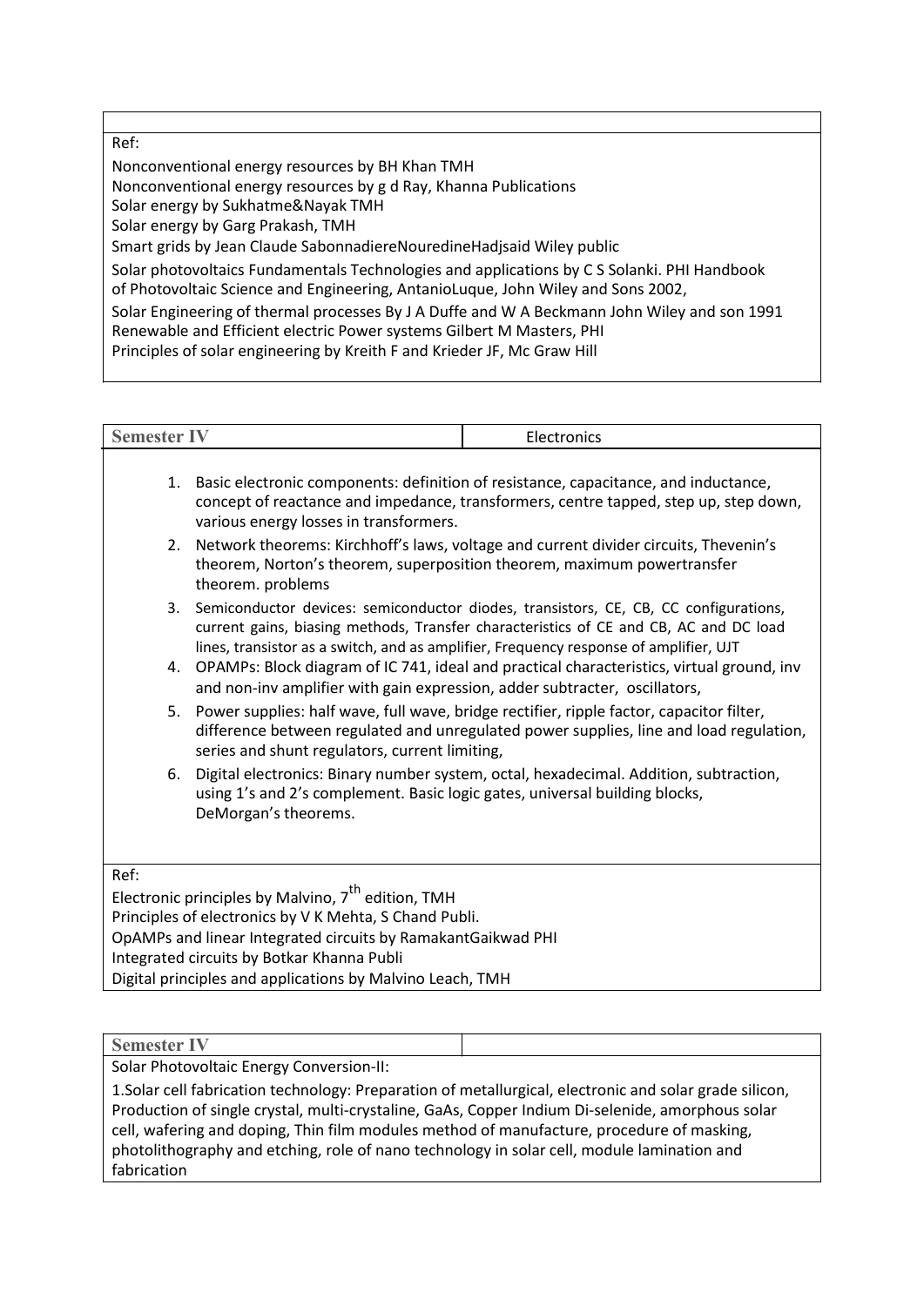Ref:

Nonconventional energy resources by BH Khan TMH
Nonconventional energy resources by g d Ray, Khanna Publications
Solar energy by Sukhatme&Nayak TMH
Solar energy by Garg Prakash, TMH
Smart grids by Jean Claude SabonnadiereNouredineHadjsaid Wiley public
Solar photovoltaics Fundamentals Technologies and applications by C S Solanki. PHI Handbook of Photovoltaic Science and Engineering, AntanioLuque, John Wiley and Sons 2002,
Solar Engineering of thermal processes By J A Duffe and W A Beckmann John Wiley and son 1991
Renewable and Efficient electric Power systems Gilbert M Masters, PHI
Principles of solar engineering by Kreith F and Krieder JF, Mc Graw Hill

| **Semester IV** | Electronics |
|---|---|

1. Basic electronic components: definition of resistance, capacitance, and inductance, concept of reactance and impedance, transformers, centre tapped, step up, step down, various energy losses in transformers.
2. Network theorems: Kirchhoff's laws, voltage and current divider circuits, Thevenin's theorem, Norton's theorem, superposition theorem, maximum powertransfer theorem. problems
3. Semiconductor devices: semiconductor diodes, transistors, CE, CB, CC configurations, current gains, biasing methods, Transfer characteristics of CE and CB, AC and DC load lines, transistor as a switch, and as amplifier, Frequency response of amplifier, UJT
4. OPAMPs: Block diagram of IC 741, ideal and practical characteristics, virtual ground, inv and non-inv amplifier with gain expression, adder subtracter, oscillators,
5. Power supplies: half wave, full wave, bridge rectifier, ripple factor, capacitor filter, difference between regulated and unregulated power supplies, line and load regulation, series and shunt regulators, current limiting,
6. Digital electronics: Binary number system, octal, hexadecimal. Addition, subtraction, using 1's and 2's complement. Basic logic gates, universal building blocks, DeMorgan's theorems.

Ref:

Electronic principles by Malvino, 7th edition, TMH
Principles of electronics by V K Mehta, S Chand Publi.
OpAMPs and linear Integrated circuits by RamakantGaikwad PHI
Integrated circuits by Botkar Khanna Publi
Digital principles and applications by Malvino Leach, TMH

| **Semester IV** | |
|---|---|

Solar Photovoltaic Energy Conversion-II:

1.Solar cell fabrication technology: Preparation of metallurgical, electronic and solar grade silicon, Production of single crystal, multi-crystaline, GaAs, Copper Indium Di-selenide, amorphous solar cell, wafering and doping, Thin film modules method of manufacture, procedure of masking, photolithography and etching, role of nano technology in solar cell, module lamination and fabrication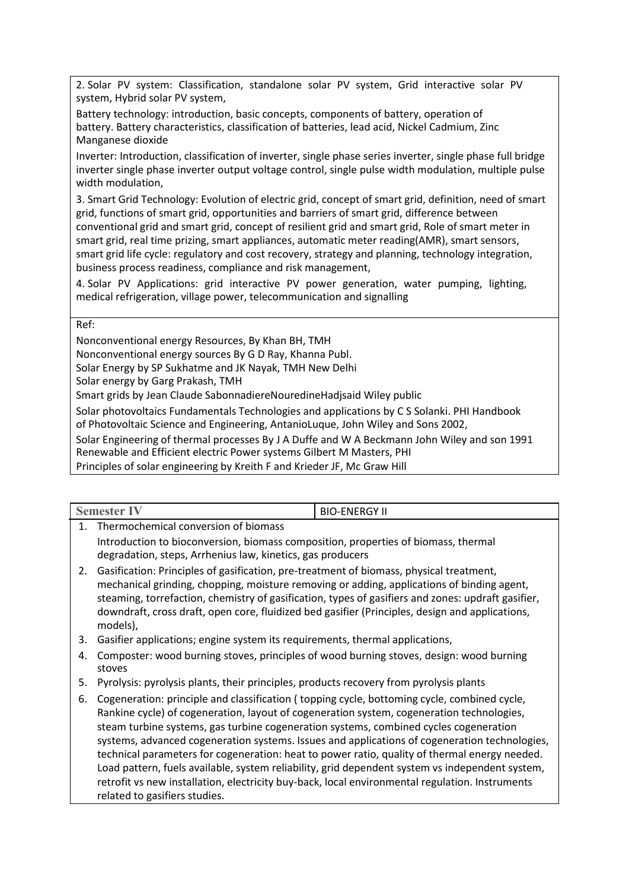2. Solar PV system: Classification, standalone solar PV system, Grid interactive solar PV system, Hybrid solar PV system,

Battery technology: introduction, basic concepts, components of battery, operation of battery. Battery characteristics, classification of batteries, lead acid, Nickel Cadmium, Zinc Manganese dioxide

Inverter: Introduction, classification of inverter, single phase series inverter, single phase full bridge inverter single phase inverter output voltage control, single pulse width modulation, multiple pulse width modulation,

3. Smart Grid Technology: Evolution of electric grid, concept of smart grid, definition, need of smart grid, functions of smart grid, opportunities and barriers of smart grid, difference between conventional grid and smart grid, concept of resilient grid and smart grid, Role of smart meter in smart grid, real time prizing, smart appliances, automatic meter reading(AMR), smart sensors, smart grid life cycle: regulatory and cost recovery, strategy and planning, technology integration, business process readiness, compliance and risk management,

4. Solar PV Applications: grid interactive PV power generation, water pumping, lighting, medical refrigeration, village power, telecommunication and signalling

Ref:

Nonconventional energy Resources, By Khan BH, TMH

Nonconventional energy sources By G D Ray, Khanna Publ.

Solar Energy by SP Sukhatme and JK Nayak, TMH New Delhi

Solar energy by Garg Prakash, TMH

Smart grids by Jean Claude SabonnadiereNouredineHadjsaid Wiley public

Solar photovoltaics Fundamentals Technologies and applications by C S Solanki. PHI Handbook of Photovoltaic Science and Engineering, AntanioLuque, John Wiley and Sons 2002,

Solar Engineering of thermal processes By J A Duffe and W A Beckmann John Wiley and son 1991

Renewable and Efficient electric Power systems Gilbert M Masters, PHI

Principles of solar engineering by Kreith F and Krieder JF, Mc Graw Hill

| Semester IV | BIO-ENERGY II |
|---|---|

1. Thermochemical conversion of biomass

   Introduction to bioconversion, biomass composition, properties of biomass, thermal degradation, steps, Arrhenius law, kinetics, gas producers

2. Gasification: Principles of gasification, pre-treatment of biomass, physical treatment, mechanical grinding, chopping, moisture removing or adding, applications of binding agent, steaming, torrefaction, chemistry of gasification, types of gasifiers and zones: updraft gasifier, downdraft, cross draft, open core, fluidized bed gasifier (Principles, design and applications, models),
3. Gasifier applications; engine system its requirements, thermal applications,
4. Composter: wood burning stoves, principles of wood burning stoves, design: wood burning stoves
5. Pyrolysis: pyrolysis plants, their principles, products recovery from pyrolysis plants
6. Cogeneration: principle and classification ( topping cycle, bottoming cycle, combined cycle, Rankine cycle) of cogeneration, layout of cogeneration system, cogeneration technologies, steam turbine systems, gas turbine cogeneration systems, combined cycles cogeneration systems, advanced cogeneration systems. Issues and applications of cogeneration technologies, technical parameters for cogeneration: heat to power ratio, quality of thermal energy needed. Load pattern, fuels available, system reliability, grid dependent system vs independent system, retrofit vs new installation, electricity buy-back, local environmental regulation. Instruments related to gasifiers studies.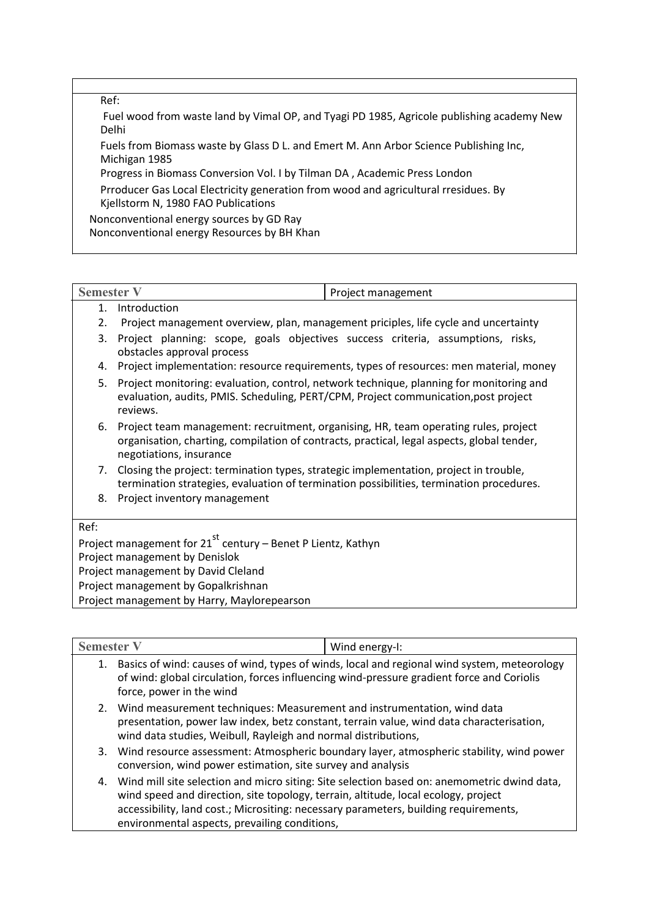Ref:

Fuel wood from waste land by Vimal OP, and Tyagi PD 1985, Agricole publishing academy New Delhi

Fuels from Biomass waste by Glass D L. and Emert M. Ann Arbor Science Publishing Inc, Michigan 1985

Progress in Biomass Conversion Vol. I by Tilman DA , Academic Press London

Prroducer Gas Local Electricity generation from wood and agricultural rresidues. By Kjellstorm N, 1980 FAO Publications

Nonconventional energy sources by GD Ray

Nonconventional energy Resources by BH Khan

| **Semester V** | Project management |
|---|---|

1. Introduction
2. Project management overview, plan, management priciples, life cycle and uncertainty
3. Project planning: scope, goals objectives success criteria, assumptions, risks, obstacles approval process
4. Project implementation: resource requirements, types of resources: men material, money
5. Project monitoring: evaluation, control, network technique, planning for monitoring and evaluation, audits, PMIS. Scheduling, PERT/CPM, Project communication,post project reviews.
6. Project team management: recruitment, organising, HR, team operating rules, project organisation, charting, compilation of contracts, practical, legal aspects, global tender, negotiations, insurance
7. Closing the project: termination types, strategic implementation, project in trouble, termination strategies, evaluation of termination possibilities, termination procedures.
8. Project inventory management

Ref:

Project management for 21st century – Benet P Lientz, Kathyn

Project management by Denislok

Project management by David Cleland

Project management by Gopalkrishnan

Project management by Harry, Maylorepearson

| **Semester V** | Wind energy-I: |
|---|---|

1. Basics of wind: causes of wind, types of winds, local and regional wind system, meteorology of wind: global circulation, forces influencing wind-pressure gradient force and Coriolis force, power in the wind
2. Wind measurement techniques: Measurement and instrumentation, wind data presentation, power law index, betz constant, terrain value, wind data characterisation, wind data studies, Weibull, Rayleigh and normal distributions,
3. Wind resource assessment: Atmospheric boundary layer, atmospheric stability, wind power conversion, wind power estimation, site survey and analysis
4. Wind mill site selection and micro siting: Site selection based on: anemometric dwind data, wind speed and direction, site topology, terrain, altitude, local ecology, project accessibility, land cost.; Micrositing: necessary parameters, building requirements, environmental aspects, prevailing conditions,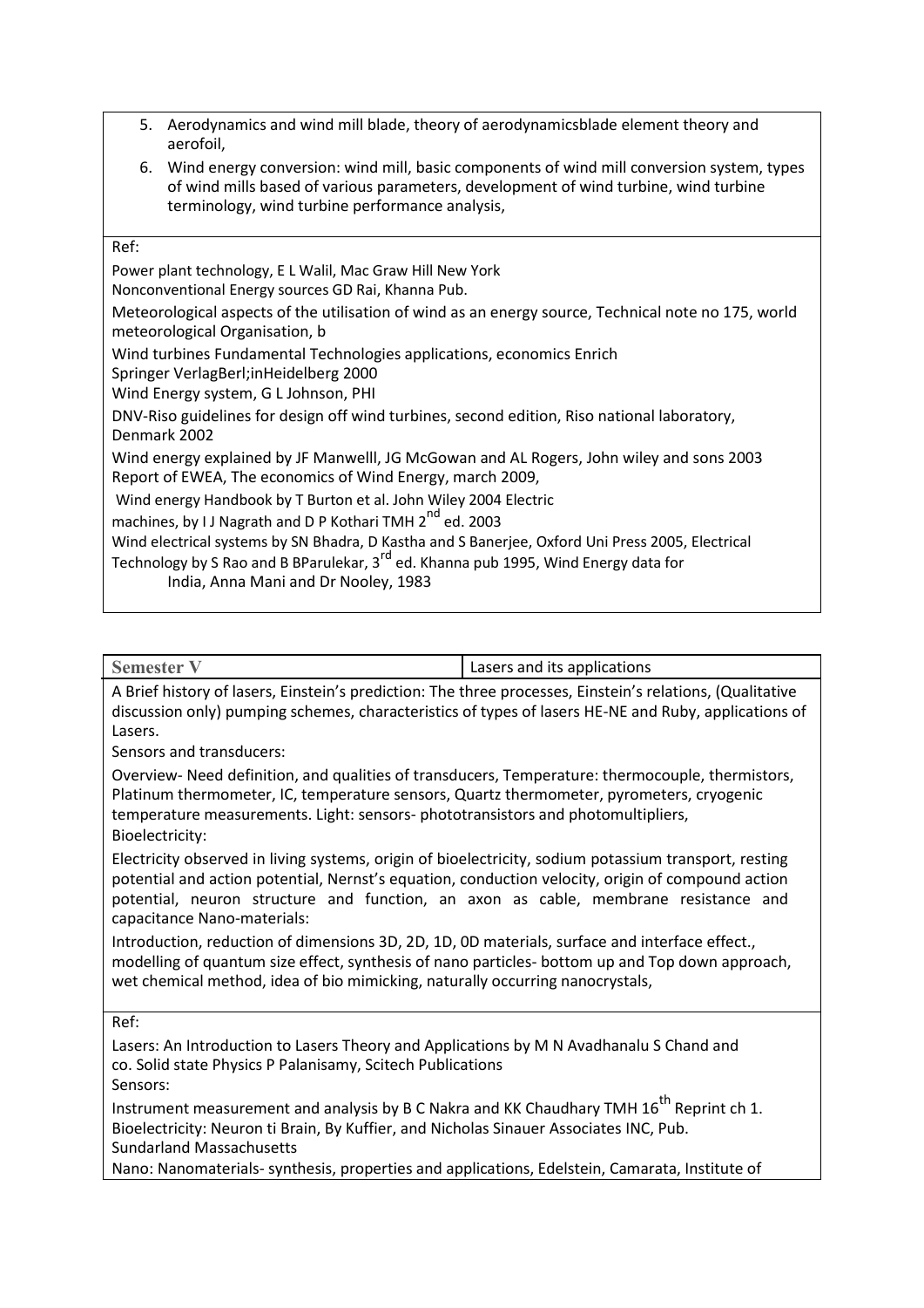5. Aerodynamics and wind mill blade, theory of aerodynamicsblade element theory and aerofoil,
6. Wind energy conversion: wind mill, basic components of wind mill conversion system, types of wind mills based of various parameters, development of wind turbine, wind turbine terminology, wind turbine performance analysis,

Ref:

Power plant technology, E L Walil, Mac Graw Hill New York
Nonconventional Energy sources GD Rai, Khanna Pub.

Meteorological aspects of the utilisation of wind as an energy source, Technical note no 175, world meteorological Organisation, b

Wind turbines Fundamental Technologies applications, economics Enrich
Springer VerlagBerl;inHeidelberg 2000
Wind Energy system, G L Johnson, PHI

DNV-Riso guidelines for design off wind turbines, second edition, Riso national laboratory, Denmark 2002

Wind energy explained by JF Manwelll, JG McGowan and AL Rogers, John wiley and sons 2003
Report of EWEA, The economics of Wind Energy, march 2009,

Wind energy Handbook by T Burton et al. John Wiley 2004 Electric
machines, by I J Nagrath and D P Kothari TMH 2nd ed. 2003

Wind electrical systems by SN Bhadra, D Kastha and S Banerjee, Oxford Uni Press 2005, Electrical Technology by S Rao and B BParulekar, 3rd ed. Khanna pub 1995, Wind Energy data for India, Anna Mani and Dr Nooley, 1983

| Semester V | Lasers and its applications |
|---|---|

A Brief history of lasers, Einstein's prediction: The three processes, Einstein's relations, (Qualitative discussion only) pumping schemes, characteristics of types of lasers HE-NE and Ruby, applications of Lasers.

Sensors and transducers:

Overview- Need definition, and qualities of transducers, Temperature: thermocouple, thermistors, Platinum thermometer, IC, temperature sensors, Quartz thermometer, pyrometers, cryogenic temperature measurements. Light: sensors- phototransistors and photomultipliers,

Bioelectricity:

Electricity observed in living systems, origin of bioelectricity, sodium potassium transport, resting potential and action potential, Nernst's equation, conduction velocity, origin of compound action potential, neuron structure and function, an axon as cable, membrane resistance and capacitance Nano-materials:

Introduction, reduction of dimensions 3D, 2D, 1D, 0D materials, surface and interface effect., modelling of quantum size effect, synthesis of nano particles- bottom up and Top down approach, wet chemical method, idea of bio mimicking, naturally occurring nanocrystals,

Ref:

Lasers: An Introduction to Lasers Theory and Applications by M N Avadhanalu S Chand and co. Solid state Physics P Palanisamy, Scitech Publications

Sensors:

Instrument measurement and analysis by B C Nakra and KK Chaudhary TMH 16th Reprint ch 1.

Bioelectricity: Neuron ti Brain, By Kuffier, and Nicholas Sinauer Associates INC, Pub. Sundarland Massachusetts

Nano: Nanomaterials- synthesis, properties and applications, Edelstein, Camarata, Institute of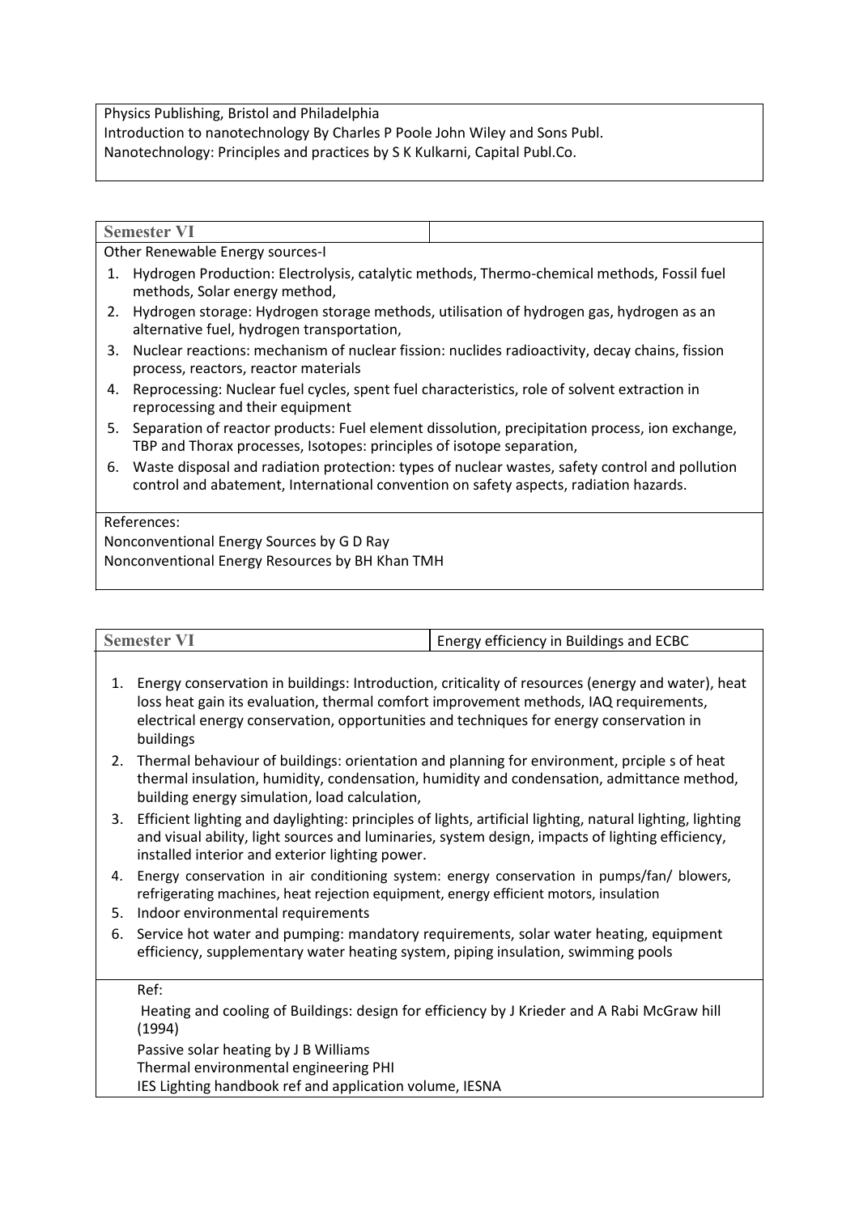Physics Publishing, Bristol and Philadelphia
Introduction to nanotechnology By Charles P Poole John Wiley and Sons Publ.
Nanotechnology: Principles and practices by S K Kulkarni, Capital Publ.Co.

| **Semester VI** | |
|---|---|

Other Renewable Energy sources-I

1. Hydrogen Production: Electrolysis, catalytic methods, Thermo-chemical methods, Fossil fuel methods, Solar energy method,
2. Hydrogen storage: Hydrogen storage methods, utilisation of hydrogen gas, hydrogen as an alternative fuel, hydrogen transportation,
3. Nuclear reactions: mechanism of nuclear fission: nuclides radioactivity, decay chains, fission process, reactors, reactor materials
4. Reprocessing: Nuclear fuel cycles, spent fuel characteristics, role of solvent extraction in reprocessing and their equipment
5. Separation of reactor products: Fuel element dissolution, precipitation process, ion exchange, TBP and Thorax processes, Isotopes: principles of isotope separation,
6. Waste disposal and radiation protection: types of nuclear wastes, safety control and pollution control and abatement, International convention on safety aspects, radiation hazards.

References:
Nonconventional Energy Sources by G D Ray
Nonconventional Energy Resources by BH Khan TMH

| **Semester VI** | Energy efficiency in Buildings and ECBC |
|---|---|

1. Energy conservation in buildings: Introduction, criticality of resources (energy and water), heat loss heat gain its evaluation, thermal comfort improvement methods, IAQ requirements, electrical energy conservation, opportunities and techniques for energy conservation in buildings
2. Thermal behaviour of buildings: orientation and planning for environment, prciple s of heat thermal insulation, humidity, condensation, humidity and condensation, admittance method, building energy simulation, load calculation,
3. Efficient lighting and daylighting: principles of lights, artificial lighting, natural lighting, lighting and visual ability, light sources and luminaries, system design, impacts of lighting efficiency, installed interior and exterior lighting power.
4. Energy conservation in air conditioning system: energy conservation in pumps/fan/ blowers, refrigerating machines, heat rejection equipment, energy efficient motors, insulation
5. Indoor environmental requirements
6. Service hot water and pumping: mandatory requirements, solar water heating, equipment efficiency, supplementary water heating system, piping insulation, swimming pools

Ref:
Heating and cooling of Buildings: design for efficiency by J Krieder and A Rabi McGraw hill (1994)
Passive solar heating by J B Williams
Thermal environmental engineering PHI
IES Lighting handbook ref and application volume, IESNA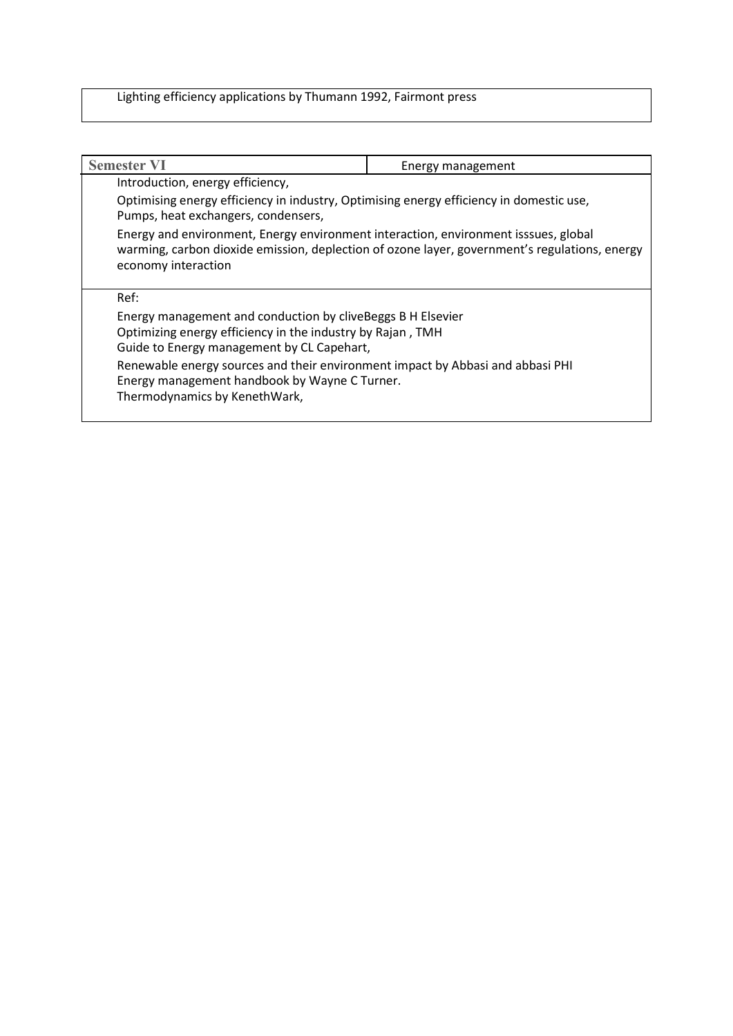Lighting efficiency applications by Thumann 1992, Fairmont press

| Semester VI | Energy management |
|---|---|
| Introduction, energy efficiency,<br>Optimising energy efficiency in industry, Optimising energy efficiency in domestic use, Pumps, heat exchangers, condensers,<br>Energy and environment, Energy environment interaction, environment isssues, global warming, carbon dioxide emission, deplection of ozone layer, government's regulations, energy economy interaction | |
| Ref:<br>Energy management and conduction by cliveBeggs B H Elsevier<br>Optimizing energy efficiency in the industry by Rajan , TMH<br>Guide to Energy management by CL Capehart,<br>Renewable energy sources and their environment impact by Abbasi and abbasi PHI<br>Energy management handbook by Wayne C Turner.<br>Thermodynamics by KenethWark, | |